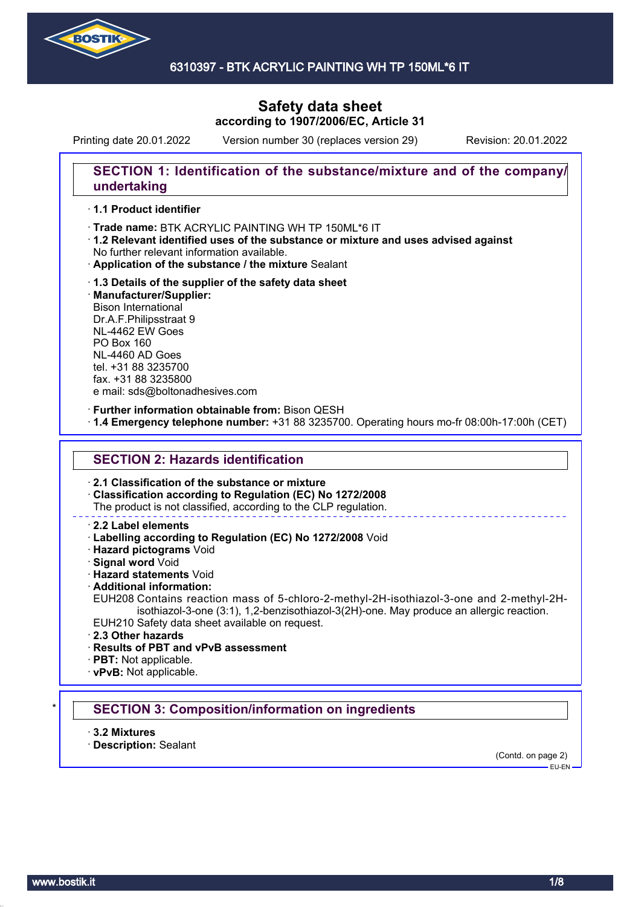# 6310397 - BTK ACRYLIC PAINTING WH TP 150ML*6 IT

# Safety data sheet

**according to 1907/2006/EC, Article 31**

Printing date 20.01.2022 | Version number 30 (replaces version 29) | Revision: 20.01.2022

## SECTION 1: Identification of the substance/mixture and of the company/undertaking

- **1.1 Product identifier**
- **Trade name:** BTK ACRYLIC PAINTING WH TP 150ML*6 IT
- **1.2 Relevant identified uses of the substance or mixture and uses advised against**
  No further relevant information available.
- **Application of the substance / the mixture** Sealant
- **1.3 Details of the supplier of the safety data sheet**
- **Manufacturer/Supplier:**
  Bison International
  Dr.A.F.Philipsstraat 9
  NL-4462 EW Goes
  PO Box 160
  NL-4460 AD Goes
  tel. +31 88 3235700
  fax. +31 88 3235800
  e mail: sds@boltonadhesives.com
- **Further information obtainable from:** Bison QESH
- **1.4 Emergency telephone number:** +31 88 3235700. Operating hours mo-fr 08:00h-17:00h (CET)

## SECTION 2: Hazards identification

- **2.1 Classification of the substance or mixture**
- **Classification according to Regulation (EC) No 1272/2008**
  The product is not classified, according to the CLP regulation.

- **2.2 Label elements**
- **Labelling according to Regulation (EC) No 1272/2008** Void
- **Hazard pictograms** Void
- **Signal word** Void
- **Hazard statements** Void
- **Additional information:**
  EUH208 Contains reaction mass of 5-chloro-2-methyl-2H-isothiazol-3-one and 2-methyl-2H-isothiazol-3-one (3:1), 1,2-benzisothiazol-3(2H)-one. May produce an allergic reaction.
  EUH210 Safety data sheet available on request.
- **2.3 Other hazards**
- **Results of PBT and vPvB assessment**
- **PBT:** Not applicable.
- **vPvB:** Not applicable.

## * SECTION 3: Composition/information on ingredients

- **3.2 Mixtures**
- **Description:** Sealant

(Contd. on page 2)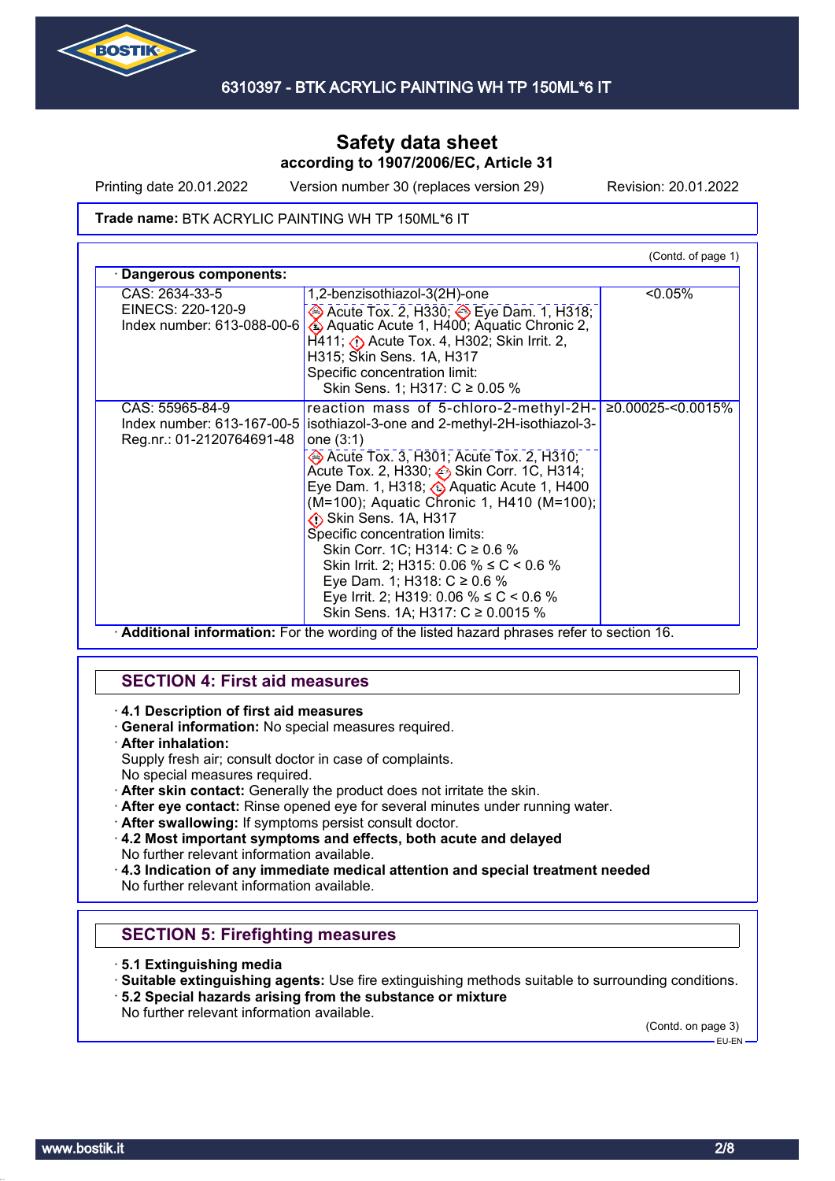**Trade name:** BTK ACRYLIC PAINTING WH TP 150ML*6 IT

(Contd. of page 1)

· **Dangerous components:**

| | | |
|---|---|---|
| CAS: 2634-33-5<br>EINECS: 220-120-9<br>Index number: 613-088-00-6 | 1,2-benzisothiazol-3(2H)-one<br>Acute Tox. 2, H330; Eye Dam. 1, H318; Aquatic Acute 1, H400; Aquatic Chronic 2, H411; Acute Tox. 4, H302; Skin Irrit. 2, H315; Skin Sens. 1A, H317<br>Specific concentration limit:<br>Skin Sens. 1; H317: C ≥ 0.05 % | <0.05% |
| CAS: 55965-84-9<br>Index number: 613-167-00-5<br>Reg.nr.: 01-2120764691-48 | reaction mass of 5-chloro-2-methyl-2H-isothiazol-3-one and 2-methyl-2H-isothiazol-3-one (3:1)<br>Acute Tox. 3, H301; Acute Tox. 2, H310; Acute Tox. 2, H330; Skin Corr. 1C, H314; Eye Dam. 1, H318; Aquatic Acute 1, H400 (M=100); Aquatic Chronic 1, H410 (M=100); Skin Sens. 1A, H317<br>Specific concentration limits:<br>Skin Corr. 1C; H314: C ≥ 0.6 %<br>Skin Irrit. 2; H315: 0.06 % ≤ C < 0.6 %<br>Eye Dam. 1; H318: C ≥ 0.6 %<br>Eye Irrit. 2; H319: 0.06 % ≤ C < 0.6 %<br>Skin Sens. 1A; H317: C ≥ 0.0015 % | ≥0.00025-<0.0015% |

· **Additional information:** For the wording of the listed hazard phrases refer to section 16.

## SECTION 4: First aid measures

· **4.1 Description of first aid measures**
· **General information:** No special measures required.
· **After inhalation:**
Supply fresh air; consult doctor in case of complaints.
No special measures required.
· **After skin contact:** Generally the product does not irritate the skin.
· **After eye contact:** Rinse opened eye for several minutes under running water.
· **After swallowing:** If symptoms persist consult doctor.
· **4.2 Most important symptoms and effects, both acute and delayed**
No further relevant information available.
· **4.3 Indication of any immediate medical attention and special treatment needed**
No further relevant information available.

## SECTION 5: Firefighting measures

· **5.1 Extinguishing media**
· **Suitable extinguishing agents:** Use fire extinguishing methods suitable to surrounding conditions.
· **5.2 Special hazards arising from the substance or mixture**
No further relevant information available.

(Contd. on page 3)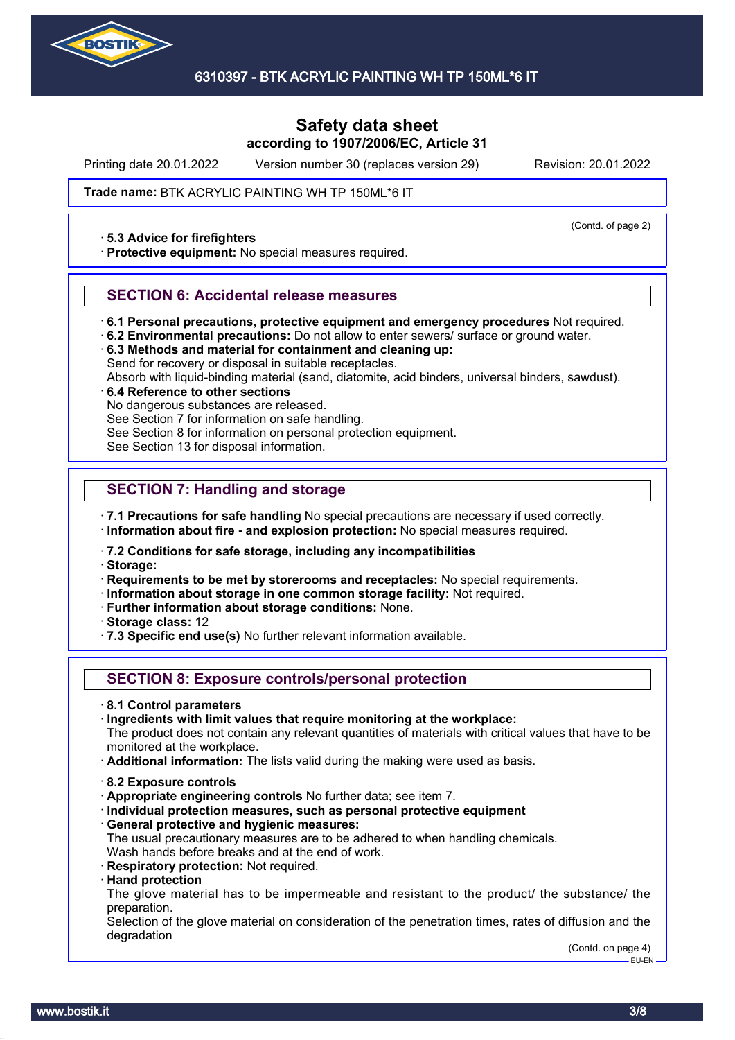Trade name: BTK ACRYLIC PAINTING WH TP 150ML*6 IT

(Contd. of page 2)

· **5.3 Advice for firefighters**
· **Protective equipment:** No special measures required.

## SECTION 6: Accidental release measures

· **6.1 Personal precautions, protective equipment and emergency procedures** Not required.
· **6.2 Environmental precautions:** Do not allow to enter sewers/ surface or ground water.
· **6.3 Methods and material for containment and cleaning up:**
Send for recovery or disposal in suitable receptacles.
Absorb with liquid-binding material (sand, diatomite, acid binders, universal binders, sawdust).
· **6.4 Reference to other sections**
No dangerous substances are released.
See Section 7 for information on safe handling.
See Section 8 for information on personal protection equipment.
See Section 13 for disposal information.

## SECTION 7: Handling and storage

· **7.1 Precautions for safe handling** No special precautions are necessary if used correctly.
· **Information about fire - and explosion protection:** No special measures required.

· **7.2 Conditions for safe storage, including any incompatibilities**
· **Storage:**
· **Requirements to be met by storerooms and receptacles:** No special requirements.
· **Information about storage in one common storage facility:** Not required.
· **Further information about storage conditions:** None.
· **Storage class:** 12
· **7.3 Specific end use(s)** No further relevant information available.

## SECTION 8: Exposure controls/personal protection

· **8.1 Control parameters**
· **Ingredients with limit values that require monitoring at the workplace:**
The product does not contain any relevant quantities of materials with critical values that have to be monitored at the workplace.
· **Additional information:** The lists valid during the making were used as basis.

· **8.2 Exposure controls**
· **Appropriate engineering controls** No further data; see item 7.
· **Individual protection measures, such as personal protective equipment**
· **General protective and hygienic measures:**
The usual precautionary measures are to be adhered to when handling chemicals.
Wash hands before breaks and at the end of work.
· **Respiratory protection:** Not required.
· **Hand protection**
The glove material has to be impermeable and resistant to the product/ the substance/ the preparation.
Selection of the glove material on consideration of the penetration times, rates of diffusion and the degradation

(Contd. on page 4)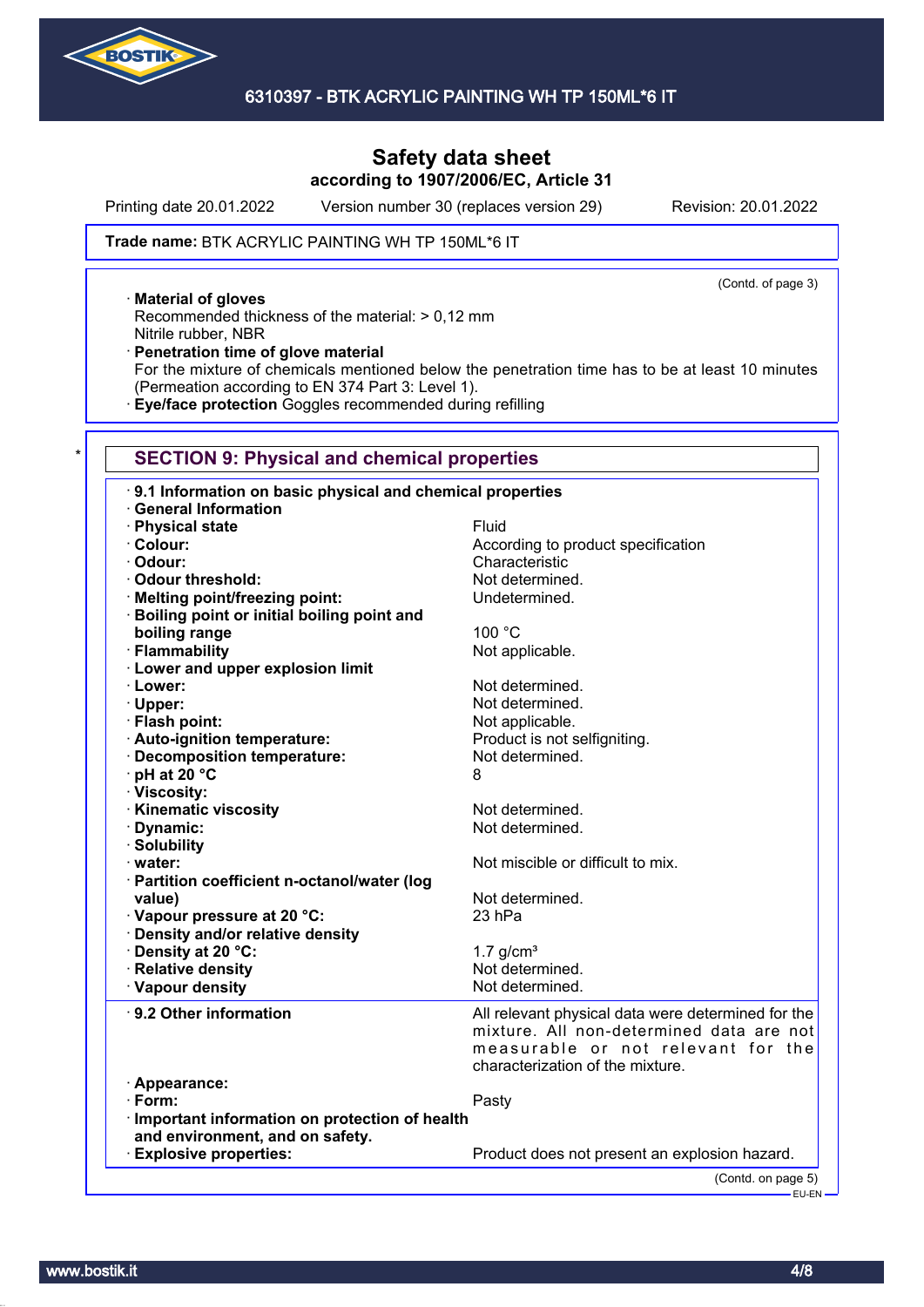**Safety data sheet**
**according to 1907/2006/EC, Article 31**

Printing date 20.01.2022 Version number 30 (replaces version 29) Revision: 20.01.2022

**Trade name:** BTK ACRYLIC PAINTING WH TP 150ML*6 IT

(Contd. of page 3)

· **Material of gloves**
Recommended thickness of the material: > 0,12 mm
Nitrile rubber, NBR
· **Penetration time of glove material**
For the mixture of chemicals mentioned below the penetration time has to be at least 10 minutes (Permeation according to EN 374 Part 3: Level 1).
· **Eye/face protection** Goggles recommended during refilling

\*

## SECTION 9: Physical and chemical properties

· **9.1 Information on basic physical and chemical properties**
· **General Information**

| | |
|---|---|
| · **Physical state** | Fluid |
| · **Colour:** | According to product specification |
| · **Odour:** | Characteristic |
| · **Odour threshold:** | Not determined. |
| · **Melting point/freezing point:** | Undetermined. |
| · **Boiling point or initial boiling point and boiling range** | 100 °C |
| · **Flammability** | Not applicable. |
| · **Lower and upper explosion limit** | |
| · **Lower:** | Not determined. |
| · **Upper:** | Not determined. |
| · **Flash point:** | Not applicable. |
| · **Auto-ignition temperature:** | Product is not selfigniting. |
| · **Decomposition temperature:** | Not determined. |
| · **pH at 20 °C** | 8 |
| · **Viscosity:** | |
| · **Kinematic viscosity** | Not determined. |
| · **Dynamic:** | Not determined. |
| · **Solubility** | |
| · **water:** | Not miscible or difficult to mix. |
| · **Partition coefficient n-octanol/water (log value)** | Not determined. |
| · **Vapour pressure at 20 °C:** | 23 hPa |
| · **Density and/or relative density** | |
| · **Density at 20 °C:** | 1.7 g/cm³ |
| · **Relative density** | Not determined. |
| · **Vapour density** | Not determined. |

| | |
|---|---|
| · **9.2 Other information** | All relevant physical data were determined for the mixture. All non-determined data are not measurable or not relevant for the characterization of the mixture. |
| · **Appearance:** | |
| · **Form:** | Pasty |
| · **Important information on protection of health and environment, and on safety.** | |
| · **Explosive properties:** | Product does not present an explosion hazard. |

(Contd. on page 5)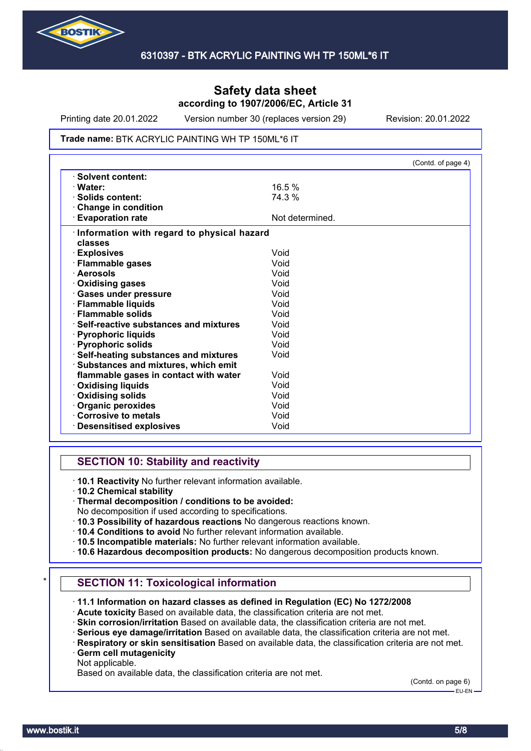Safety data sheet
according to 1907/2006/EC, Article 31

Printing date 20.01.2022 Version number 30 (replaces version 29) Revision: 20.01.2022

**Trade name:** BTK ACRYLIC PAINTING WH TP 150ML*6 IT

(Contd. of page 4)

| | |
|---|---|
| · **Solvent content:** | |
| · **Water:** | 16.5 % |
| · **Solids content:** | 74.3 % |
| · **Change in condition** | |
| · **Evaporation rate** | Not determined. |

| | |
|---|---|
| · **Information with regard to physical hazard classes** | |
| · **Explosives** | Void |
| · **Flammable gases** | Void |
| · **Aerosols** | Void |
| · **Oxidising gases** | Void |
| · **Gases under pressure** | Void |
| · **Flammable liquids** | Void |
| · **Flammable solids** | Void |
| · **Self-reactive substances and mixtures** | Void |
| · **Pyrophoric liquids** | Void |
| · **Pyrophoric solids** | Void |
| · **Self-heating substances and mixtures** | Void |
| · **Substances and mixtures, which emit flammable gases in contact with water** | Void |
| · **Oxidising liquids** | Void |
| · **Oxidising solids** | Void |
| · **Organic peroxides** | Void |
| · **Corrosive to metals** | Void |
| · **Desensitised explosives** | Void |

## SECTION 10: Stability and reactivity

· **10.1 Reactivity** No further relevant information available.
· **10.2 Chemical stability**
· **Thermal decomposition / conditions to be avoided:**
No decomposition if used according to specifications.
· **10.3 Possibility of hazardous reactions** No dangerous reactions known.
· **10.4 Conditions to avoid** No further relevant information available.
· **10.5 Incompatible materials:** No further relevant information available.
· **10.6 Hazardous decomposition products:** No dangerous decomposition products known.

## * SECTION 11: Toxicological information

· **11.1 Information on hazard classes as defined in Regulation (EC) No 1272/2008**
· **Acute toxicity** Based on available data, the classification criteria are not met.
· **Skin corrosion/irritation** Based on available data, the classification criteria are not met.
· **Serious eye damage/irritation** Based on available data, the classification criteria are not met.
· **Respiratory or skin sensitisation** Based on available data, the classification criteria are not met.
· **Germ cell mutagenicity**
Not applicable.
Based on available data, the classification criteria are not met.

(Contd. on page 6)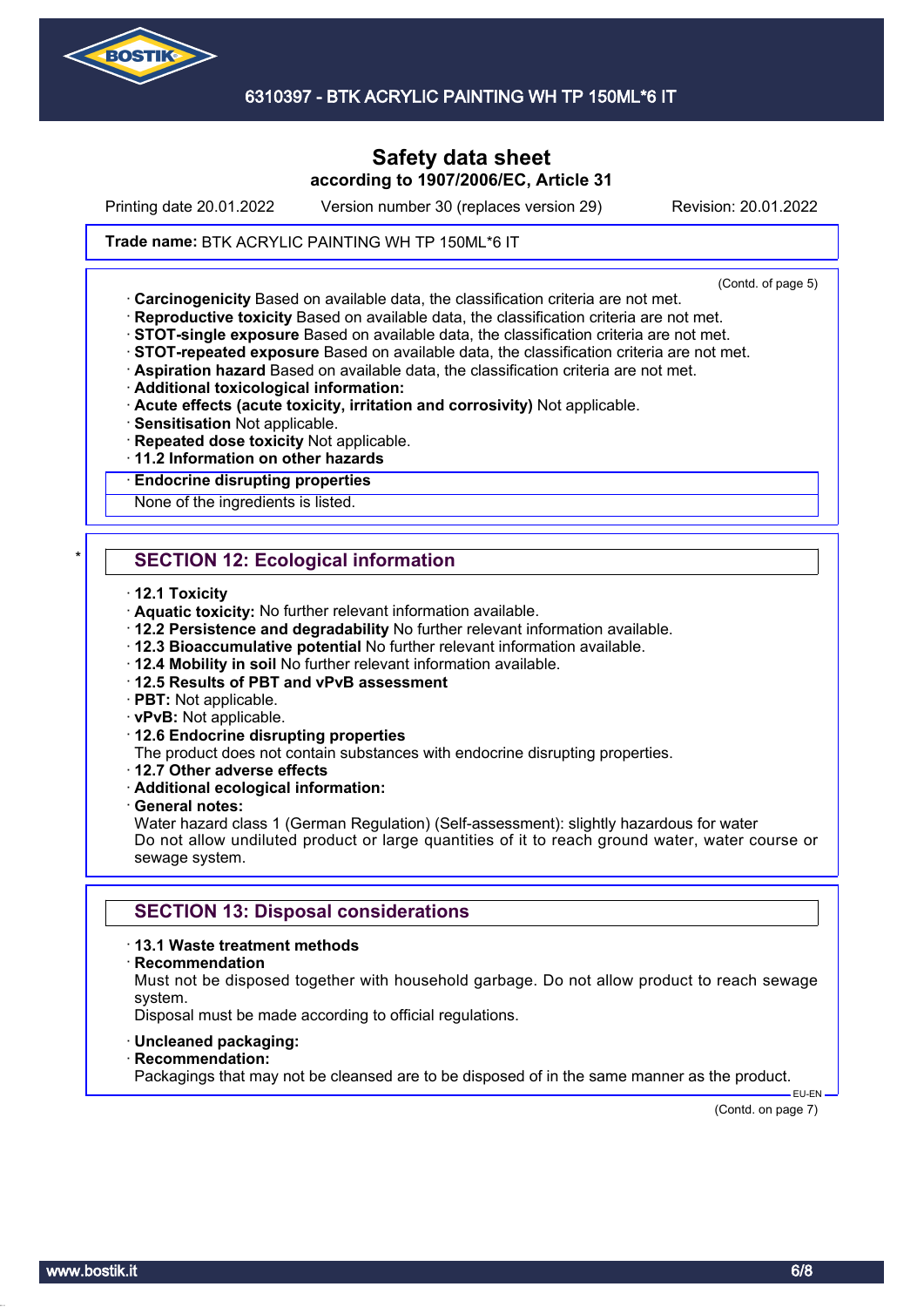**Trade name:** BTK ACRYLIC PAINTING WH TP 150ML*6 IT

(Contd. of page 5)

· **Carcinogenicity** Based on available data, the classification criteria are not met.
· **Reproductive toxicity** Based on available data, the classification criteria are not met.
· **STOT-single exposure** Based on available data, the classification criteria are not met.
· **STOT-repeated exposure** Based on available data, the classification criteria are not met.
· **Aspiration hazard** Based on available data, the classification criteria are not met.
· **Additional toxicological information:**
· **Acute effects (acute toxicity, irritation and corrosivity)** Not applicable.
· **Sensitisation** Not applicable.
· **Repeated dose toxicity** Not applicable.
· **11.2 Information on other hazards**

| · Endocrine disrupting properties |
|---|
| None of the ingredients is listed. |

## * SECTION 12: Ecological information

· **12.1 Toxicity**
· **Aquatic toxicity:** No further relevant information available.
· **12.2 Persistence and degradability** No further relevant information available.
· **12.3 Bioaccumulative potential** No further relevant information available.
· **12.4 Mobility in soil** No further relevant information available.
· **12.5 Results of PBT and vPvB assessment**
· **PBT:** Not applicable.
· **vPvB:** Not applicable.
· **12.6 Endocrine disrupting properties**
The product does not contain substances with endocrine disrupting properties.
· **12.7 Other adverse effects**
· **Additional ecological information:**
· **General notes:**
Water hazard class 1 (German Regulation) (Self-assessment): slightly hazardous for water
Do not allow undiluted product or large quantities of it to reach ground water, water course or sewage system.

## SECTION 13: Disposal considerations

· **13.1 Waste treatment methods**
· **Recommendation**
Must not be disposed together with household garbage. Do not allow product to reach sewage system.
Disposal must be made according to official regulations.

· **Uncleaned packaging:**
· **Recommendation:**
Packagings that may not be cleansed are to be disposed of in the same manner as the product.

EU-EN

(Contd. on page 7)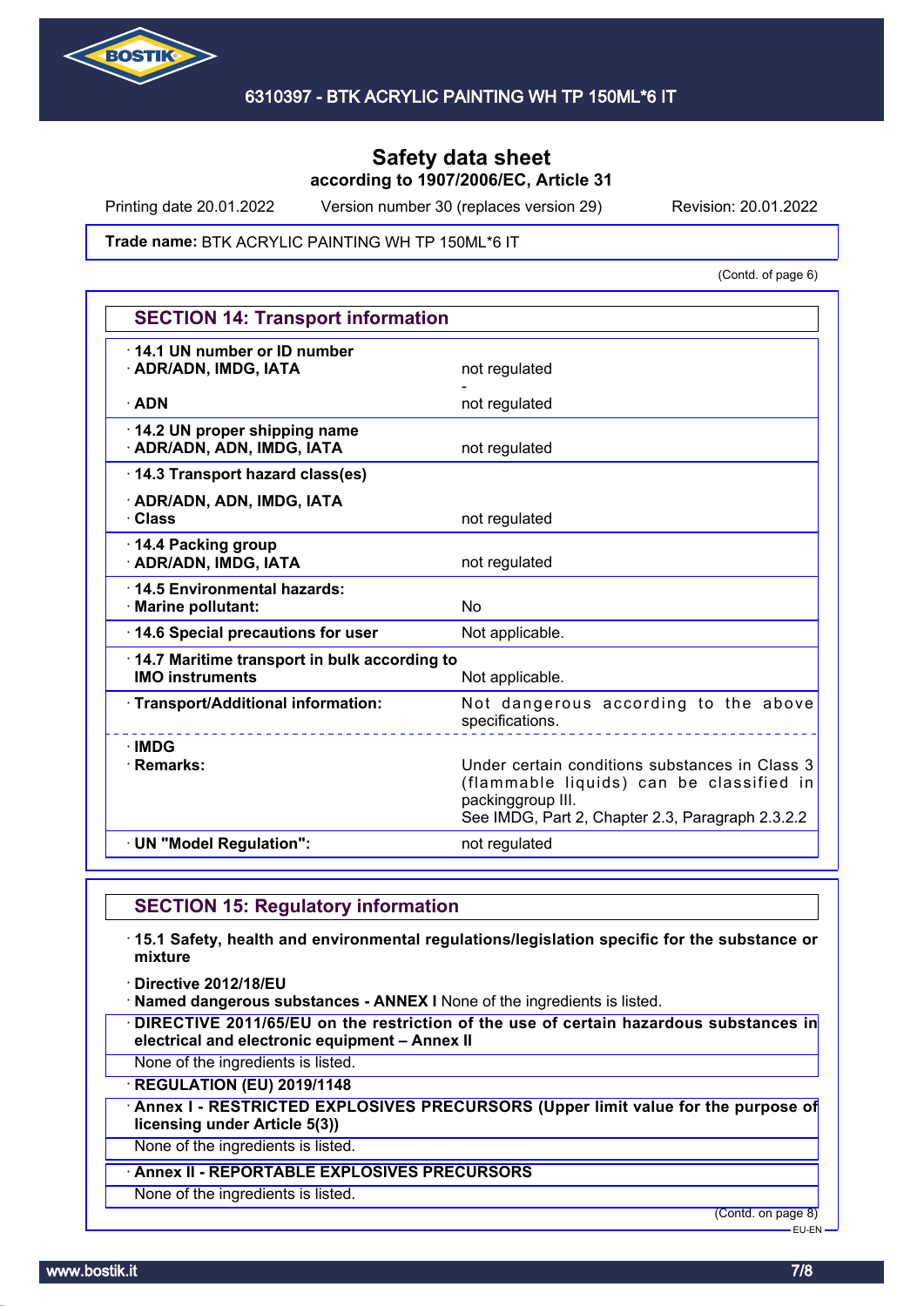# Safety data sheet
**according to 1907/2006/EC, Article 31**

Printing date 20.01.2022 Version number 30 (replaces version 29) Revision: 20.01.2022

**Trade name:** BTK ACRYLIC PAINTING WH TP 150ML*6 IT

(Contd. of page 6)

## SECTION 14: Transport information

| | |
|---|---|
| · **14.1 UN number or ID number** | |
| · **ADR/ADN, IMDG, IATA** | not regulated |
| | - |
| · **ADN** | not regulated |
| · **14.2 UN proper shipping name** | |
| · **ADR/ADN, ADN, IMDG, IATA** | not regulated |
| · **14.3 Transport hazard class(es)** | |
| · **ADR/ADN, ADN, IMDG, IATA** | |
| · **Class** | not regulated |
| · **14.4 Packing group** | |
| · **ADR/ADN, IMDG, IATA** | not regulated |
| · **14.5 Environmental hazards:** | |
| · **Marine pollutant:** | No |
| · **14.6 Special precautions for user** | Not applicable. |
| · **14.7 Maritime transport in bulk according to IMO instruments** | Not applicable. |
| · **Transport/Additional information:** | Not dangerous according to the above specifications. |
| · **IMDG** | |
| · **Remarks:** | Under certain conditions substances in Class 3 (flammable liquids) can be classified in packinggroup III. See IMDG, Part 2, Chapter 2.3, Paragraph 2.3.2.2 |
| · **UN "Model Regulation":** | not regulated |

## SECTION 15: Regulatory information

· **15.1 Safety, health and environmental regulations/legislation specific for the substance or mixture**

· **Directive 2012/18/EU**

· **Named dangerous substances - ANNEX I** None of the ingredients is listed.

· **DIRECTIVE 2011/65/EU on the restriction of the use of certain hazardous substances in electrical and electronic equipment – Annex II**

None of the ingredients is listed.

· **REGULATION (EU) 2019/1148**

· **Annex I - RESTRICTED EXPLOSIVES PRECURSORS (Upper limit value for the purpose of licensing under Article 5(3))**

None of the ingredients is listed.

· **Annex II - REPORTABLE EXPLOSIVES PRECURSORS**

None of the ingredients is listed.

(Contd. on page 8)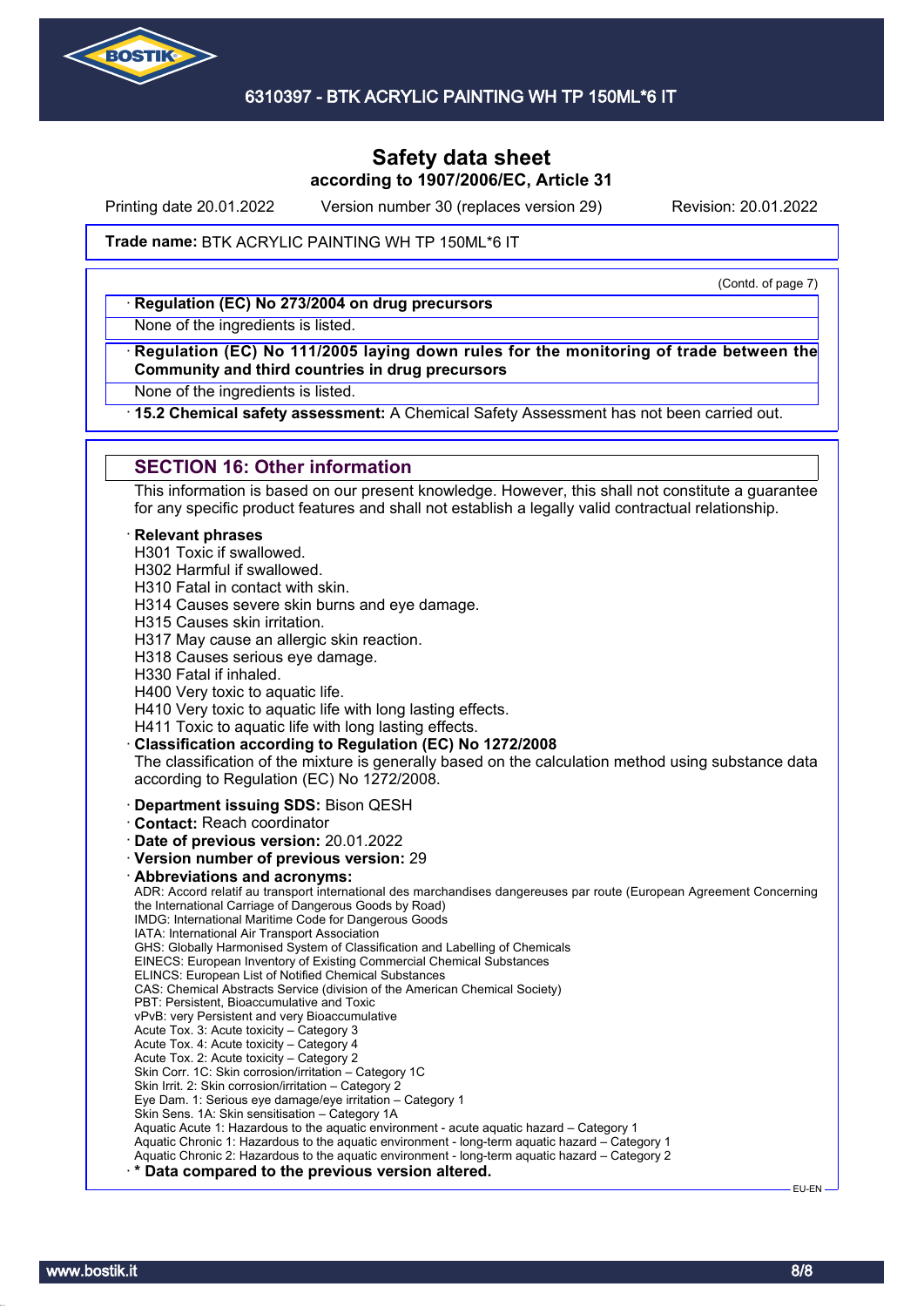(Contd. of page 7)

· **Regulation (EC) No 273/2004 on drug precursors**

None of the ingredients is listed.

· **Regulation (EC) No 111/2005 laying down rules for the monitoring of trade between the Community and third countries in drug precursors**

None of the ingredients is listed.

· **15.2 Chemical safety assessment:** A Chemical Safety Assessment has not been carried out.

## SECTION 16: Other information

This information is based on our present knowledge. However, this shall not constitute a guarantee for any specific product features and shall not establish a legally valid contractual relationship.

· **Relevant phrases**

H301 Toxic if swallowed.
H302 Harmful if swallowed.
H310 Fatal in contact with skin.
H314 Causes severe skin burns and eye damage.
H315 Causes skin irritation.
H317 May cause an allergic skin reaction.
H318 Causes serious eye damage.
H330 Fatal if inhaled.
H400 Very toxic to aquatic life.
H410 Very toxic to aquatic life with long lasting effects.
H411 Toxic to aquatic life with long lasting effects.

· **Classification according to Regulation (EC) No 1272/2008**

The classification of the mixture is generally based on the calculation method using substance data according to Regulation (EC) No 1272/2008.

· **Department issuing SDS:** Bison QESH
· **Contact:** Reach coordinator
· **Date of previous version:** 20.01.2022
· **Version number of previous version:** 29
· **Abbreviations and acronyms:**

ADR: Accord relatif au transport international des marchandises dangereuses par route (European Agreement Concerning the International Carriage of Dangerous Goods by Road)
IMDG: International Maritime Code for Dangerous Goods
IATA: International Air Transport Association
GHS: Globally Harmonised System of Classification and Labelling of Chemicals
EINECS: European Inventory of Existing Commercial Chemical Substances
ELINCS: European List of Notified Chemical Substances
CAS: Chemical Abstracts Service (division of the American Chemical Society)
PBT: Persistent, Bioaccumulative and Toxic
vPvB: very Persistent and very Bioaccumulative
Acute Tox. 3: Acute toxicity – Category 3
Acute Tox. 4: Acute toxicity – Category 4
Acute Tox. 2: Acute toxicity – Category 2
Skin Corr. 1C: Skin corrosion/irritation – Category 1C
Skin Irrit. 2: Skin corrosion/irritation – Category 2
Eye Dam. 1: Serious eye damage/eye irritation – Category 1
Skin Sens. 1A: Skin sensitisation – Category 1A
Aquatic Acute 1: Hazardous to the aquatic environment - acute aquatic hazard – Category 1
Aquatic Chronic 1: Hazardous to the aquatic environment - long-term aquatic hazard – Category 1
Aquatic Chronic 2: Hazardous to the aquatic environment - long-term aquatic hazard – Category 2

· **\* Data compared to the previous version altered.**